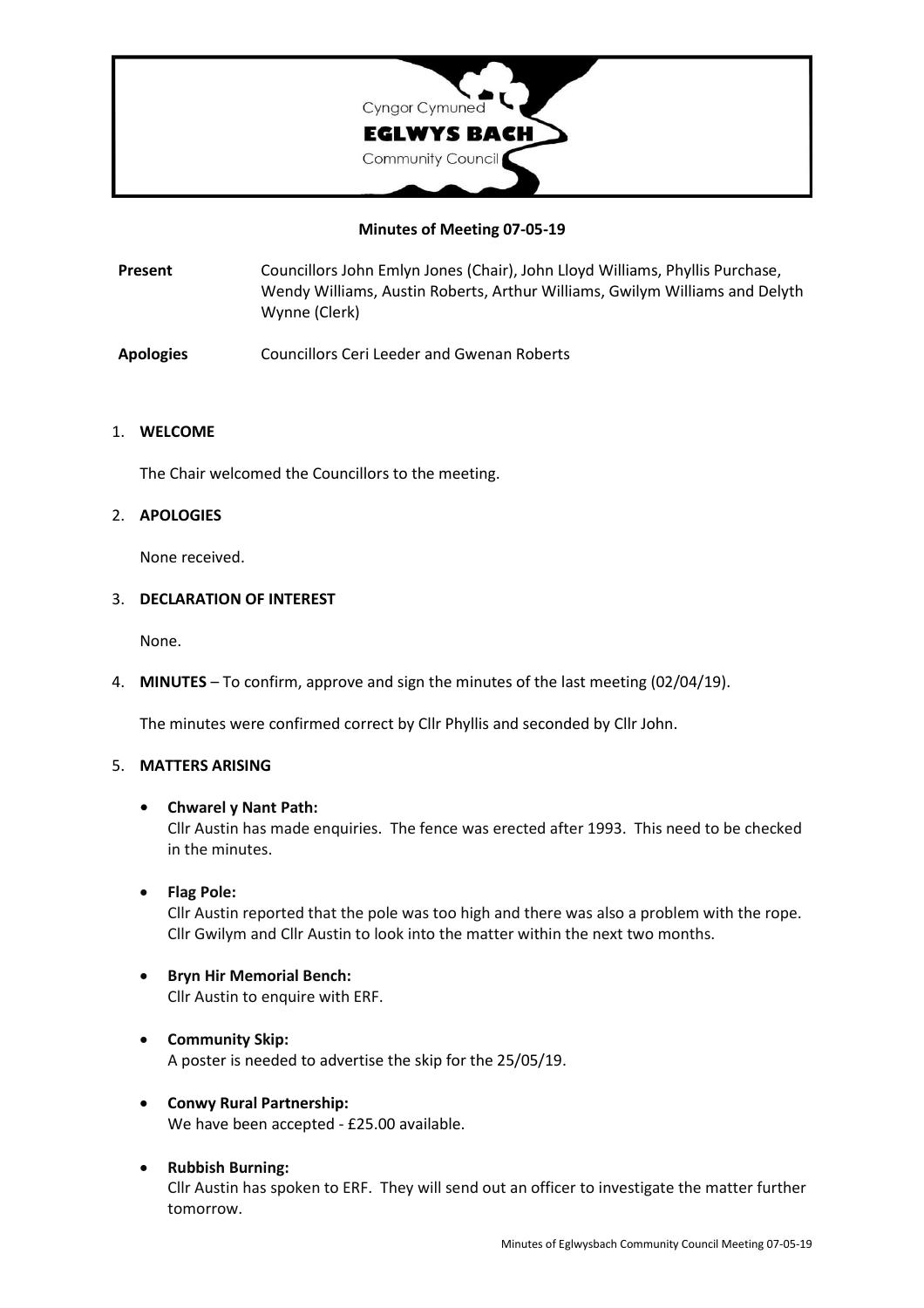Cyngor Cymuned
**EGLWYS BACH**
Community Council

**Minutes of Meeting 07-05-19**

| | |
|---|---|
| **Present** | Councillors John Emlyn Jones (Chair), John Lloyd Williams, Phyllis Purchase, Wendy Williams, Austin Roberts, Arthur Williams, Gwilym Williams and Delyth Wynne (Clerk) |
| **Apologies** | Councillors Ceri Leeder and Gwenan Roberts |

1. **WELCOME**

   The Chair welcomed the Councillors to the meeting.

2. **APOLOGIES**

   None received.

3. **DECLARATION OF INTEREST**

   None.

4. **MINUTES** – To confirm, approve and sign the minutes of the last meeting (02/04/19).

   The minutes were confirmed correct by Cllr Phyllis and seconded by Cllr John.

5. **MATTERS ARISING**

   - **Chwarel y Nant Path:**
     Cllr Austin has made enquiries. The fence was erected after 1993. This need to be checked in the minutes.

   - **Flag Pole:**
     Cllr Austin reported that the pole was too high and there was also a problem with the rope. Cllr Gwilym and Cllr Austin to look into the matter within the next two months.

   - **Bryn Hir Memorial Bench:**
     Cllr Austin to enquire with ERF.

   - **Community Skip:**
     A poster is needed to advertise the skip for the 25/05/19.

   - **Conwy Rural Partnership:**
     We have been accepted - £25.00 available.

   - **Rubbish Burning:**
     Cllr Austin has spoken to ERF. They will send out an officer to investigate the matter further tomorrow.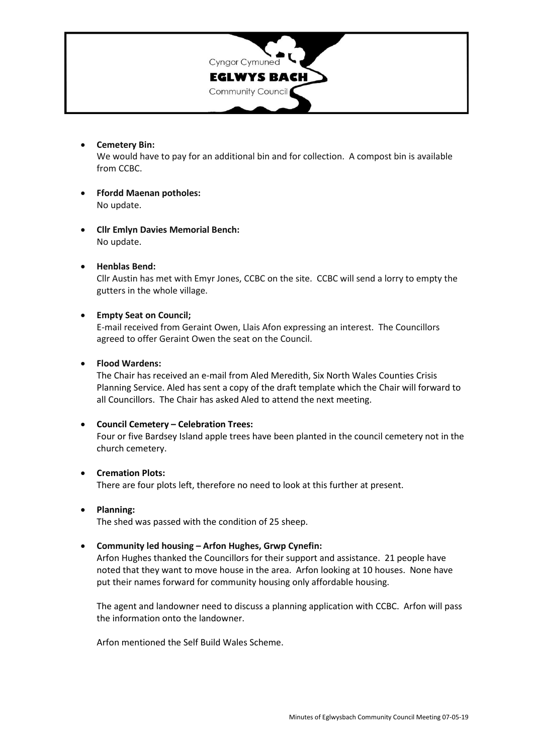- **Cemetery Bin:**
  We would have to pay for an additional bin and for collection. A compost bin is available from CCBC.

- **Ffordd Maenan potholes:**
  No update.

- **Cllr Emlyn Davies Memorial Bench:**
  No update.

- **Henblas Bend:**
  Cllr Austin has met with Emyr Jones, CCBC on the site. CCBC will send a lorry to empty the gutters in the whole village.

- **Empty Seat on Council;**
  E-mail received from Geraint Owen, Llais Afon expressing an interest. The Councillors agreed to offer Geraint Owen the seat on the Council.

- **Flood Wardens:**
  The Chair has received an e-mail from Aled Meredith, Six North Wales Counties Crisis Planning Service. Aled has sent a copy of the draft template which the Chair will forward to all Councillors. The Chair has asked Aled to attend the next meeting.

- **Council Cemetery – Celebration Trees:**
  Four or five Bardsey Island apple trees have been planted in the council cemetery not in the church cemetery.

- **Cremation Plots:**
  There are four plots left, therefore no need to look at this further at present.

- **Planning:**
  The shed was passed with the condition of 25 sheep.

- **Community led housing – Arfon Hughes, Grwp Cynefin:**
  Arfon Hughes thanked the Councillors for their support and assistance. 21 people have noted that they want to move house in the area. Arfon looking at 10 houses. None have put their names forward for community housing only affordable housing.

  The agent and landowner need to discuss a planning application with CCBC. Arfon will pass the information onto the landowner.

  Arfon mentioned the Self Build Wales Scheme.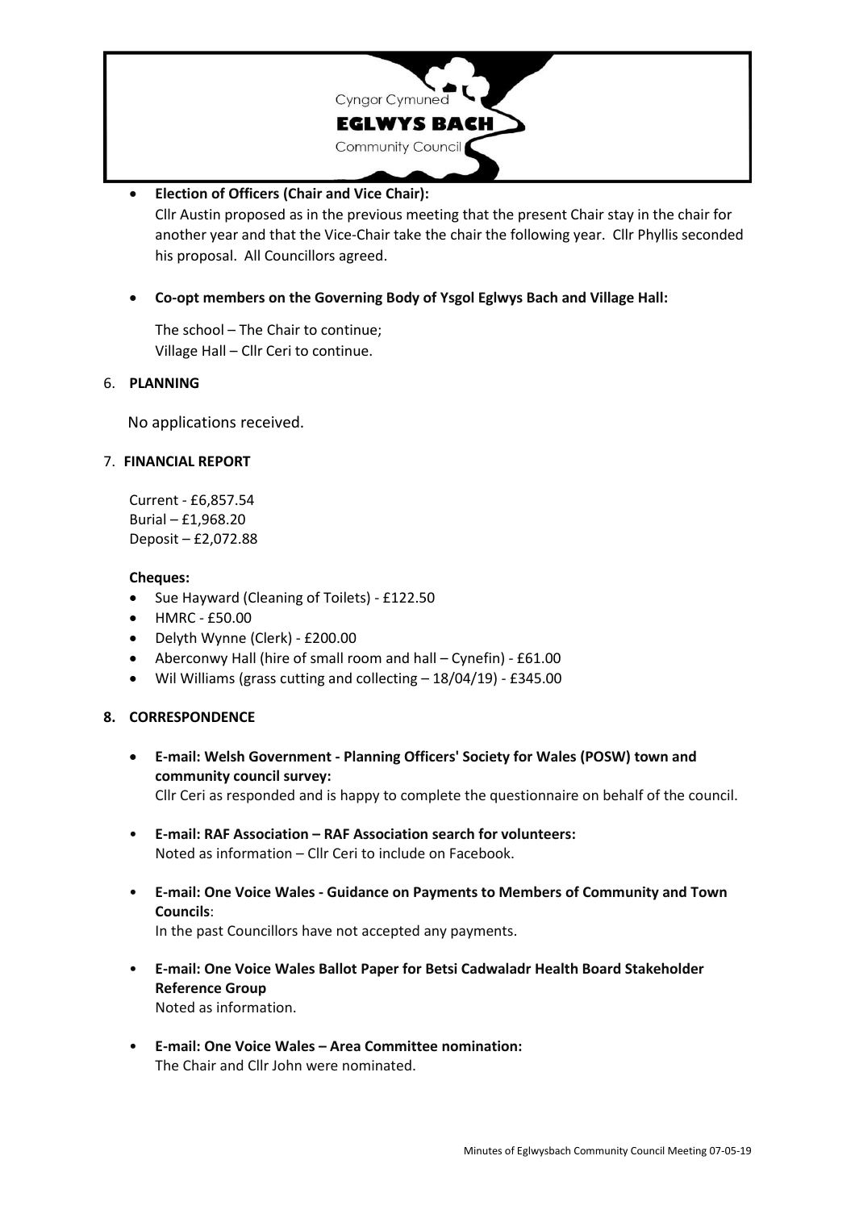- **Election of Officers (Chair and Vice Chair):**
  Cllr Austin proposed as in the previous meeting that the present Chair stay in the chair for another year and that the Vice-Chair take the chair the following year. Cllr Phyllis seconded his proposal. All Councillors agreed.

- **Co-opt members on the Governing Body of Ysgol Eglwys Bach and Village Hall:**

  The school – The Chair to continue;
  Village Hall – Cllr Ceri to continue.

6. **PLANNING**

   No applications received.

7. **FINANCIAL REPORT**

   Current - £6,857.54
   Burial – £1,968.20
   Deposit – £2,072.88

   **Cheques:**
   - Sue Hayward (Cleaning of Toilets) - £122.50
   - HMRC - £50.00
   - Delyth Wynne (Clerk) - £200.00
   - Aberconwy Hall (hire of small room and hall – Cynefin) - £61.00
   - Wil Williams (grass cutting and collecting – 18/04/19) - £345.00

8. **CORRESPONDENCE**

   - **E-mail: Welsh Government - Planning Officers' Society for Wales (POSW) town and community council survey:**
     Cllr Ceri as responded and is happy to complete the questionnaire on behalf of the council.
   - **E-mail: RAF Association – RAF Association search for volunteers:**
     Noted as information – Cllr Ceri to include on Facebook.
   - **E-mail: One Voice Wales - Guidance on Payments to Members of Community and Town Councils**:
     In the past Councillors have not accepted any payments.
   - **E-mail: One Voice Wales Ballot Paper for Betsi Cadwaladr Health Board Stakeholder Reference Group**
     Noted as information.
   - **E-mail: One Voice Wales – Area Committee nomination:**
     The Chair and Cllr John were nominated.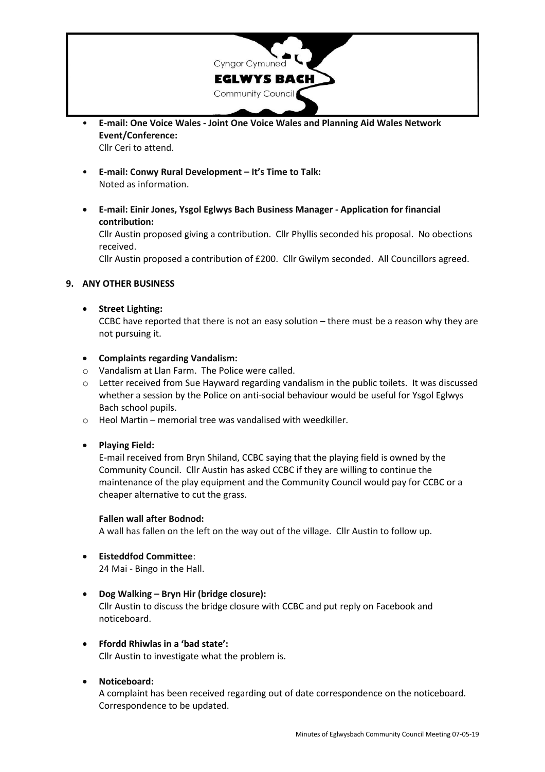- **E-mail: One Voice Wales - Joint One Voice Wales and Planning Aid Wales Network Event/Conference:**
  Cllr Ceri to attend.

- **E-mail: Conwy Rural Development – It's Time to Talk:**
  Noted as information.

- **E-mail: Einir Jones, Ysgol Eglwys Bach Business Manager - Application for financial contribution:**
  Cllr Austin proposed giving a contribution. Cllr Phyllis seconded his proposal. No obections received.
  Cllr Austin proposed a contribution of £200. Cllr Gwilym seconded. All Councillors agreed.

**9. ANY OTHER BUSINESS**

- **Street Lighting:**
  CCBC have reported that there is not an easy solution – there must be a reason why they are not pursuing it.

- **Complaints regarding Vandalism:**
  - Vandalism at Llan Farm. The Police were called.
  - Letter received from Sue Hayward regarding vandalism in the public toilets. It was discussed whether a session by the Police on anti-social behaviour would be useful for Ysgol Eglwys Bach school pupils.
  - Heol Martin – memorial tree was vandalised with weedkiller.

- **Playing Field:**
  E-mail received from Bryn Shiland, CCBC saying that the playing field is owned by the Community Council. Cllr Austin has asked CCBC if they are willing to continue the maintenance of the play equipment and the Community Council would pay for CCBC or a cheaper alternative to cut the grass.

  **Fallen wall after Bodnod:**
  A wall has fallen on the left on the way out of the village. Cllr Austin to follow up.

- **Eisteddfod Committee**:
  24 Mai - Bingo in the Hall.

- **Dog Walking – Bryn Hir (bridge closure):**
  Cllr Austin to discuss the bridge closure with CCBC and put reply on Facebook and noticeboard.

- **Ffordd Rhiwlas in a 'bad state':**
  Cllr Austin to investigate what the problem is.

- **Noticeboard:**
  A complaint has been received regarding out of date correspondence on the noticeboard. Correspondence to be updated.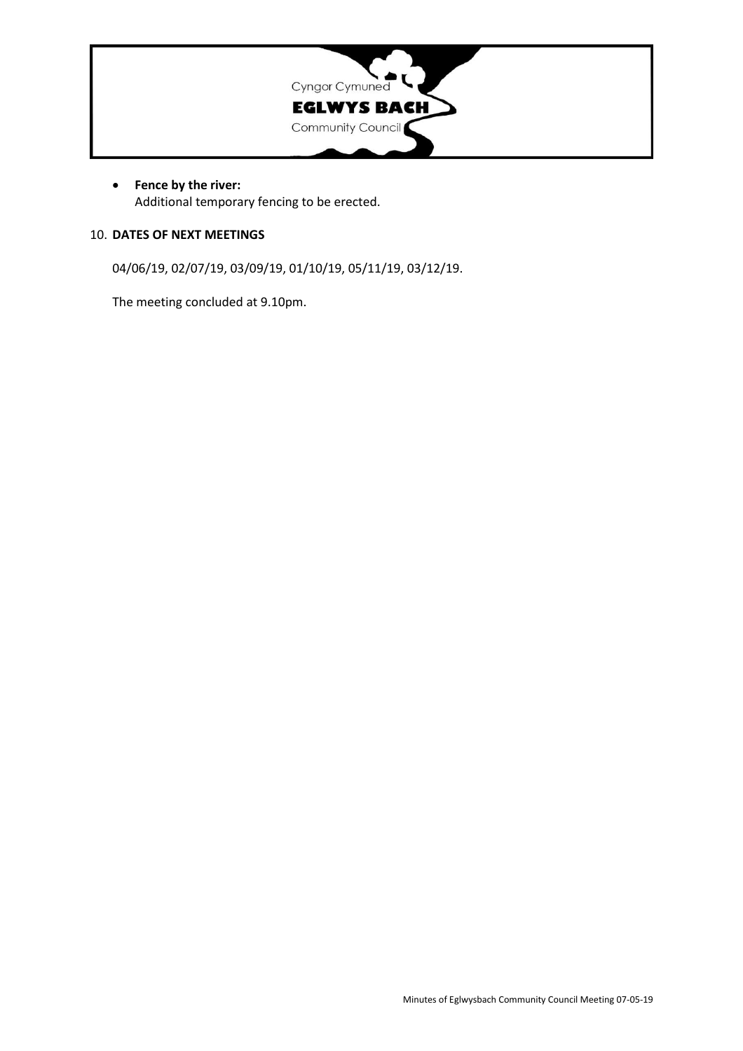- **Fence by the river:**
  Additional temporary fencing to be erected.

10. **DATES OF NEXT MEETINGS**

04/06/19, 02/07/19, 03/09/19, 01/10/19, 05/11/19, 03/12/19.

The meeting concluded at 9.10pm.